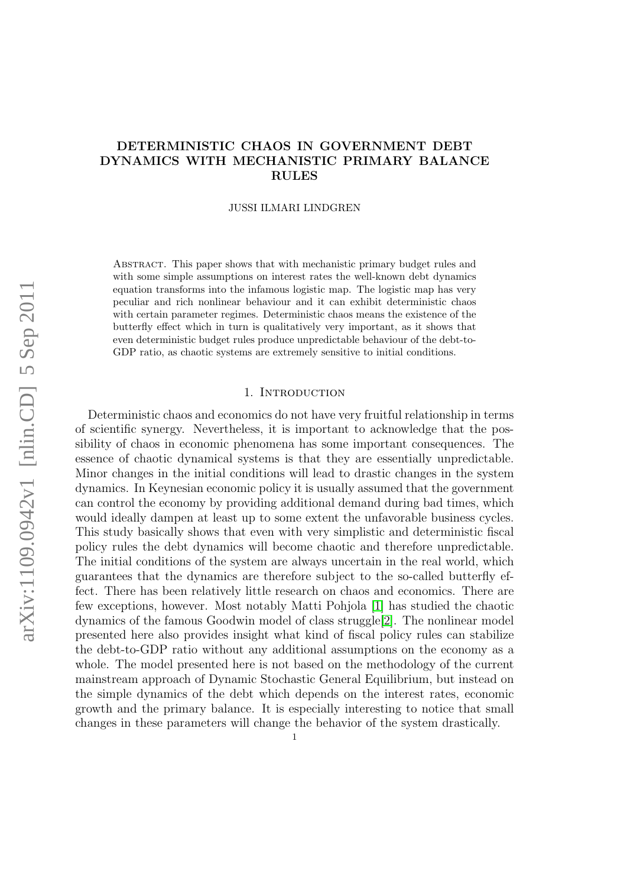# DETERMINISTIC CHAOS IN GOVERNMENT DEBT DYNAMICS WITH MECHANISTIC PRIMARY BALANCE RULES

JUSSI ILMARI LINDGREN

Abstract. This paper shows that with mechanistic primary budget rules and with some simple assumptions on interest rates the well-known debt dynamics equation transforms into the infamous logistic map. The logistic map has very peculiar and rich nonlinear behaviour and it can exhibit deterministic chaos with certain parameter regimes. Deterministic chaos means the existence of the butterfly effect which in turn is qualitatively very important, as it shows that even deterministic budget rules produce unpredictable behaviour of the debt-to-GDP ratio, as chaotic systems are extremely sensitive to initial conditions.

## 1. Introduction

Deterministic chaos and economics do not have very fruitful relationship in terms of scientific synergy. Nevertheless, it is important to acknowledge that the possibility of chaos in economic phenomena has some important consequences. The essence of chaotic dynamical systems is that they are essentially unpredictable. Minor changes in the initial conditions will lead to drastic changes in the system dynamics. In Keynesian economic policy it is usually assumed that the government can control the economy by providing additional demand during bad times, which would ideally dampen at least up to some extent the unfavorable business cycles. This study basically shows that even with very simplistic and deterministic fiscal policy rules the debt dynamics will become chaotic and therefore unpredictable. The initial conditions of the system are always uncertain in the real world, which guarantees that the dynamics are therefore subject to the so-called butterfly effect. There has been relatively little research on chaos and economics. There are few exceptions, however. Most notably Matti Pohjola [1] has studied the chaotic dynamics of the famous Goodwin model of class struggle[2]. The nonlinear model presented here also provides insight what kind of fiscal policy rules can stabilize the debt-to-GDP ratio without any additional assumptions on the economy as a whole. The model presented here is not based on the methodology of the current mainstream approach of Dynamic Stochastic General Equilibrium, but instead on the simple dynamics of the debt which depends on the interest rates, economic growth and the primary balance. It is especially interesting to notice that small changes in these parameters will change the behavior of the system drastically.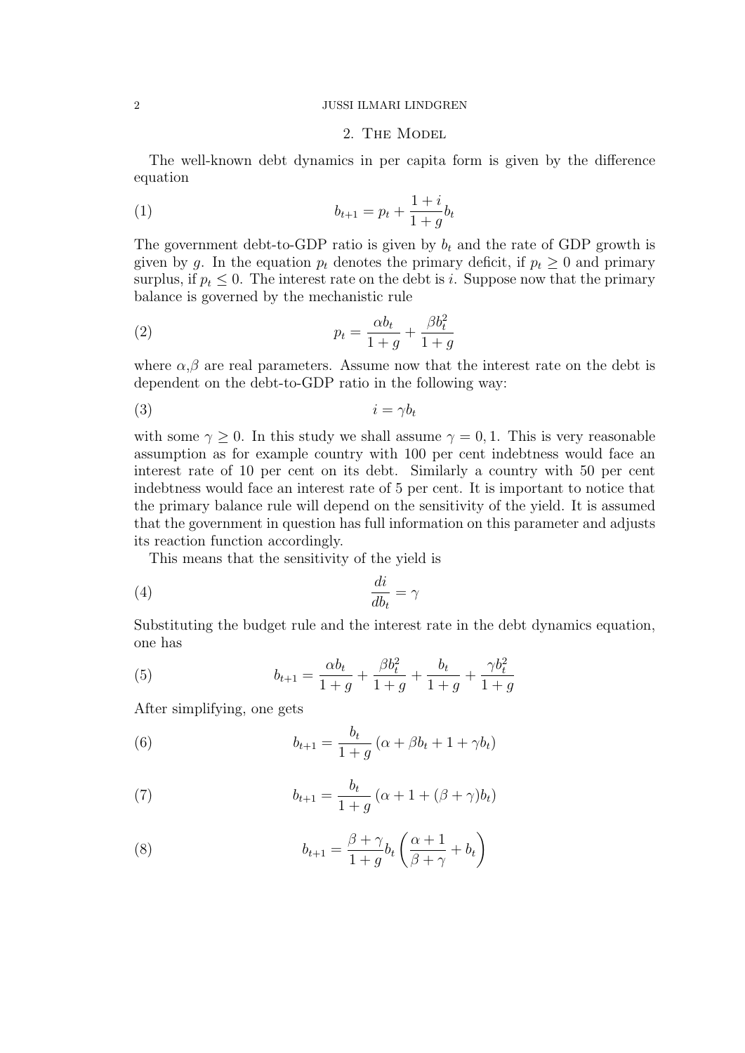## 2. The Model

The well-known debt dynamics in per capita form is given by the difference equation

$$b_{t+1} = p_t + \frac{1+i}{1+g} b_t \tag{1}$$

The government debt-to-GDP ratio is given by $b_t$ and the rate of GDP growth is given by $g$. In the equation $p_t$ denotes the primary deficit, if $p_t \geq 0$ and primary surplus, if $p_t \leq 0$. The interest rate on the debt is $i$. Suppose now that the primary balance is governed by the mechanistic rule

$$p_t = \frac{\alpha b_t}{1+g} + \frac{\beta b_t^2}{1+g} \tag{2}$$

where $\alpha$,$\beta$ are real parameters. Assume now that the interest rate on the debt is dependent on the debt-to-GDP ratio in the following way:

$$i = \gamma b_t \tag{3}$$

with some $\gamma \geq 0$. In this study we shall assume $\gamma = 0,1$. This is very reasonable assumption as for example country with 100 per cent indebtness would face an interest rate of 10 per cent on its debt. Similarly a country with 50 per cent indebtness would face an interest rate of 5 per cent. It is important to notice that the primary balance rule will depend on the sensitivity of the yield. It is assumed that the government in question has full information on this parameter and adjusts its reaction function accordingly.

This means that the sensitivity of the yield is

$$\frac{di}{db_t} = \gamma \tag{4}$$

Substituting the budget rule and the interest rate in the debt dynamics equation, one has

$$b_{t+1} = \frac{\alpha b_t}{1+g} + \frac{\beta b_t^2}{1+g} + \frac{b_t}{1+g} + \frac{\gamma b_t^2}{1+g} \tag{5}$$

After simplifying, one gets

$$b_{t+1} = \frac{b_t}{1+g}\left(\alpha + \beta b_t + 1 + \gamma b_t\right) \tag{6}$$

$$b_{t+1} = \frac{b_t}{1+g}\left(\alpha + 1 + (\beta + \gamma) b_t\right) \tag{7}$$

$$b_{t+1} = \frac{\beta + \gamma}{1+g} b_t \left(\frac{\alpha + 1}{\beta + \gamma} + b_t\right) \tag{8}$$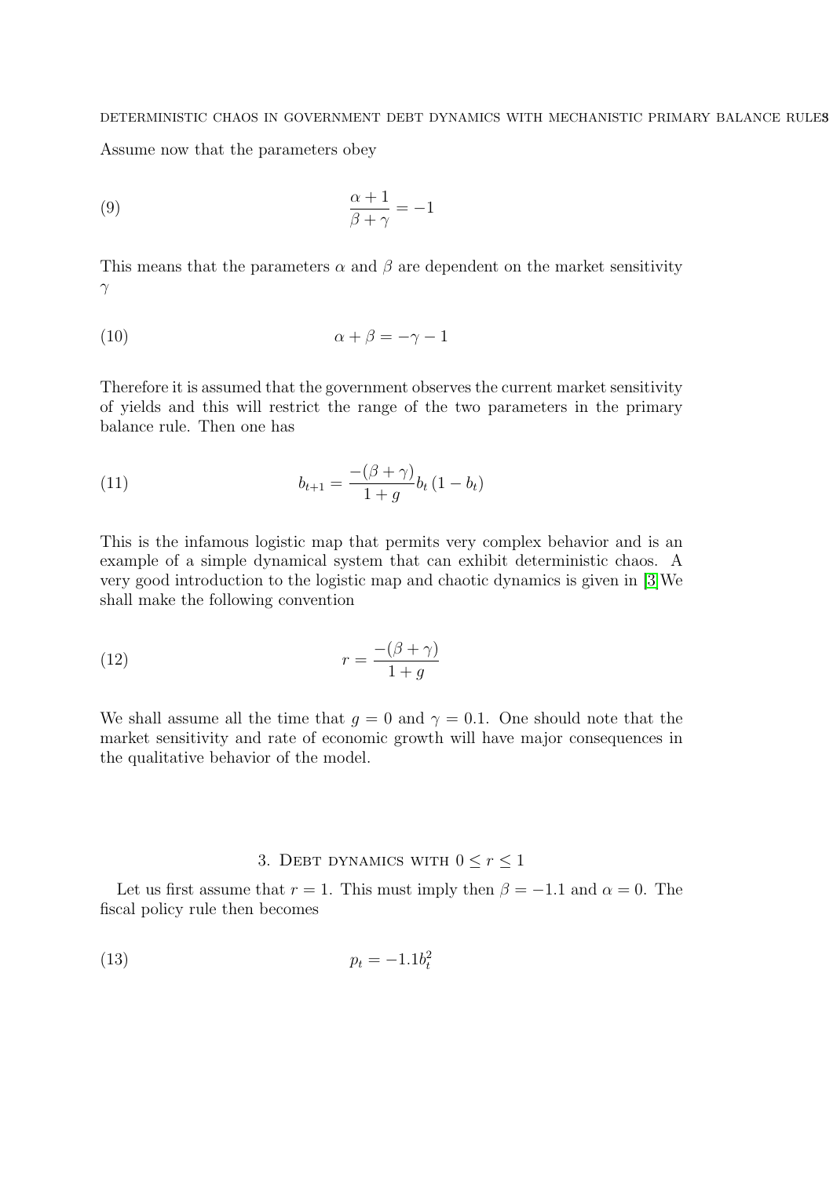Assume now that the parameters obey

$$\frac{\alpha+1}{\beta+\gamma}=-1 \tag{9}$$

This means that the parameters $\alpha$ and $\beta$ are dependent on the market sensitivity $\gamma$

$$\alpha+\beta=-\gamma-1 \tag{10}$$

Therefore it is assumed that the government observes the current market sensitivity of yields and this will restrict the range of the two parameters in the primary balance rule. Then one has

$$b_{t+1}=\frac{-(\beta+\gamma)}{1+g}b_t\left(1-b_t\right) \tag{11}$$

This is the infamous logistic map that permits very complex behavior and is an example of a simple dynamical system that can exhibit deterministic chaos. A very good introduction to the logistic map and chaotic dynamics is given in [3]We shall make the following convention

$$r=\frac{-(\beta+\gamma)}{1+g} \tag{12}$$

We shall assume all the time that $g=0$ and $\gamma=0.1$. One should note that the market sensitivity and rate of economic growth will have major consequences in the qualitative behavior of the model.

## 3. Debt dynamics with $0 \leq r \leq 1$

Let us first assume that $r=1$. This must imply then $\beta=-1.1$ and $\alpha=0$. The fiscal policy rule then becomes

$$p_t=-1.1b_t^2 \tag{13}$$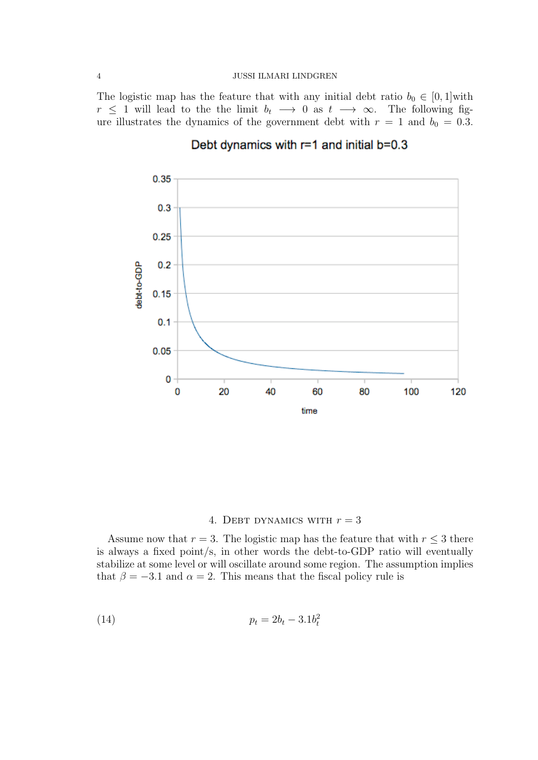The logistic map has the feature that with any initial debt ratio $b_0 \in [0, 1]$with $r \leq 1$ will lead to the the limit $b_t \longrightarrow 0$ as $t \longrightarrow \infty$. The following figure illustrates the dynamics of the government debt with $r = 1$ and $b_0 = 0.3$.

## 4. Debt dynamics with $r = 3$

Assume now that $r = 3$. The logistic map has the feature that with $r \leq 3$ there is always a fixed point/s, in other words the debt-to-GDP ratio will eventually stabilize at some level or will oscillate around some region. The assumption implies that $\beta = -3.1$ and $\alpha = 2$. This means that the fiscal policy rule is

$$p_t = 2b_t - 3.1b_t^2 \tag{14}$$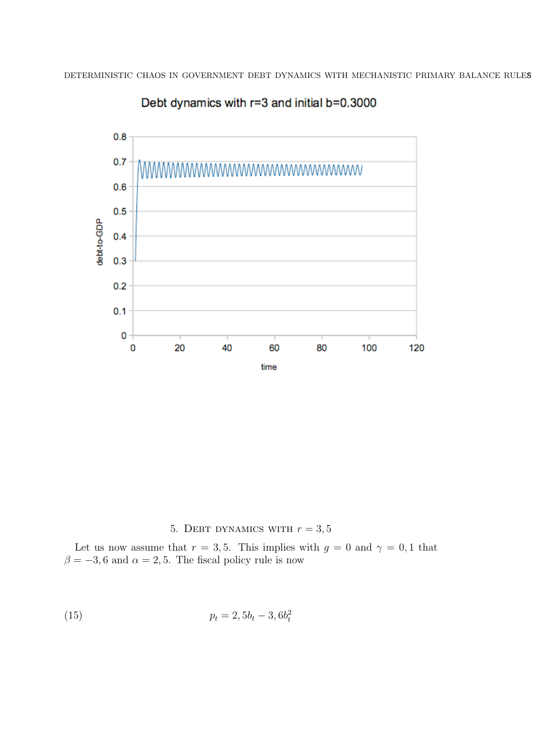## 5. Debt dynamics with $r = 3,5$

Let us now assume that $r = 3,5$. This implies with $g = 0$ and $\gamma = 0,1$ that $\beta = -3,6$ and $\alpha = 2,5$. The fiscal policy rule is now

$$p_t = 2,5b_t - 3,6b_t^2 \tag{15}$$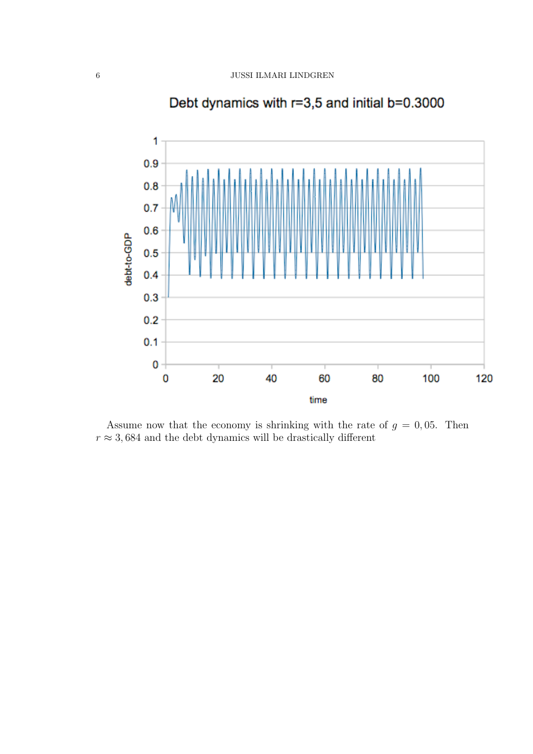Debt dynamics with r=3,5 and initial b=0.3000

Assume now that the economy is shrinking with the rate of $g = 0,05$. Then $r \approx 3,684$ and the debt dynamics will be drastically different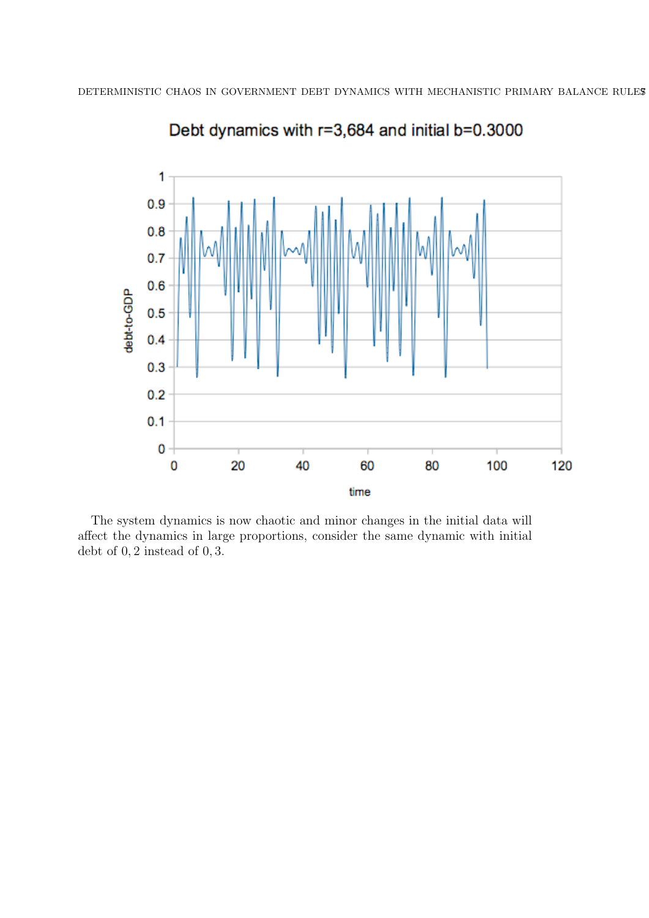The system dynamics is now chaotic and minor changes in the initial data will affect the dynamics in large proportions, consider the same dynamic with initial debt of $0,2$ instead of $0,3$.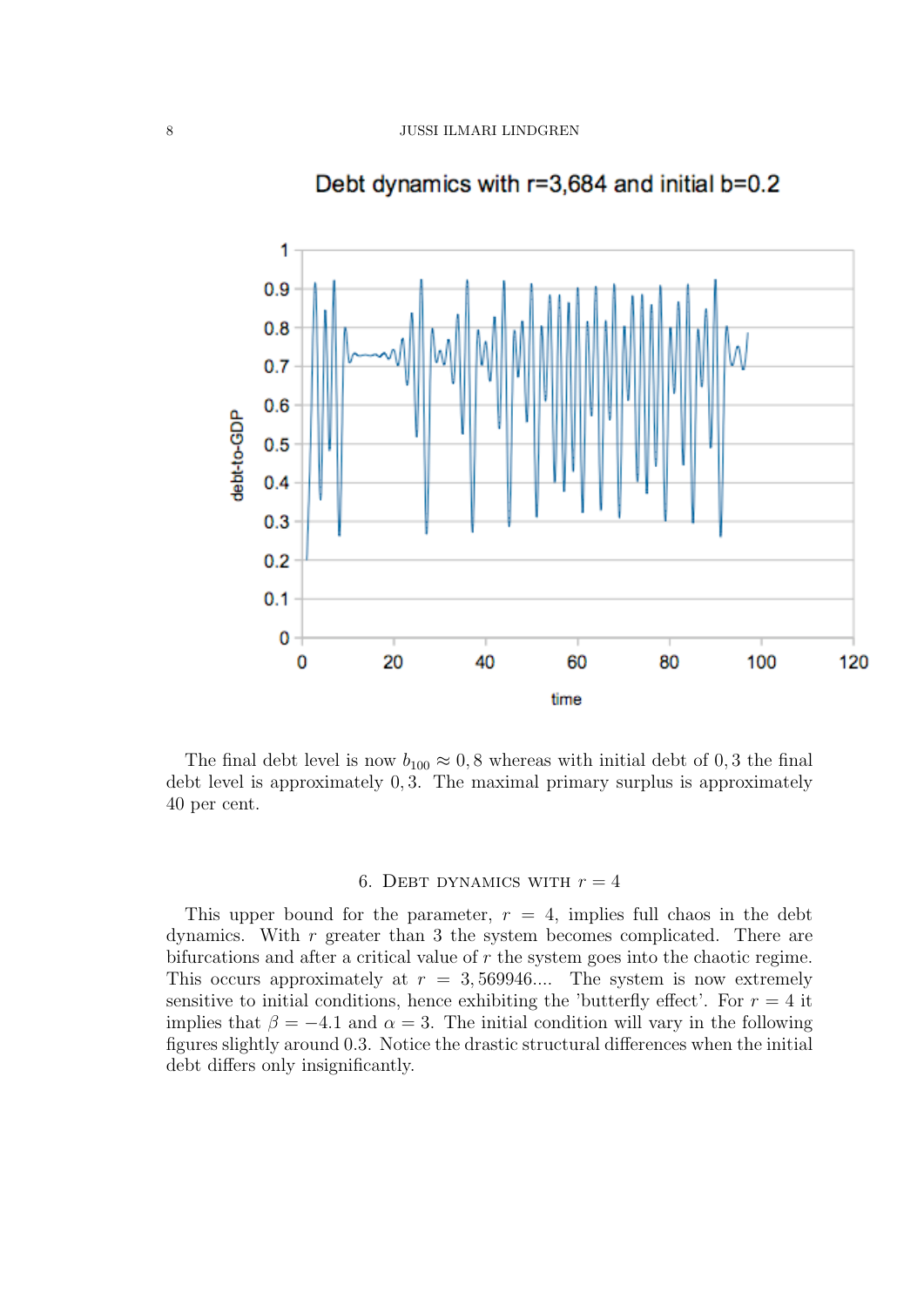Debt dynamics with r=3,684 and initial b=0.2

The final debt level is now $b_{100} \approx 0,8$ whereas with initial debt of $0,3$ the final debt level is approximately $0,3$. The maximal primary surplus is approximately 40 per cent.

## 6. Debt dynamics with $r = 4$

This upper bound for the parameter, $r = 4$, implies full chaos in the debt dynamics. With $r$ greater than 3 the system becomes complicated. There are bifurcations and after a critical value of $r$ the system goes into the chaotic regime. This occurs approximately at $r = 3,569946...$. The system is now extremely sensitive to initial conditions, hence exhibiting the 'butterfly effect'. For $r = 4$ it implies that $\beta = -4.1$ and $\alpha = 3$. The initial condition will vary in the following figures slightly around 0.3. Notice the drastic structural differences when the initial debt differs only insignificantly.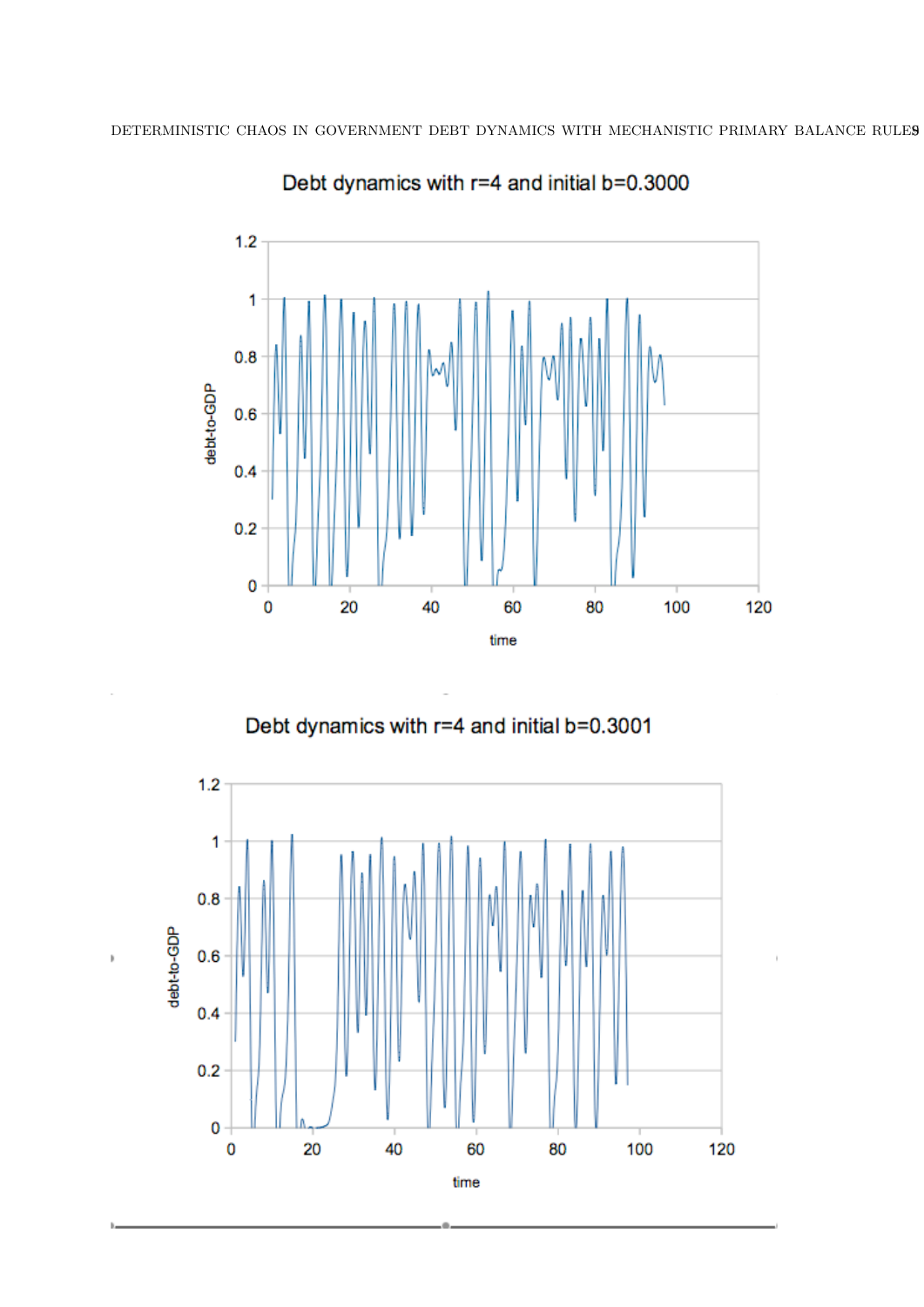Debt dynamics with r=4 and initial b=0.3000

Debt dynamics with r=4 and initial b=0.3001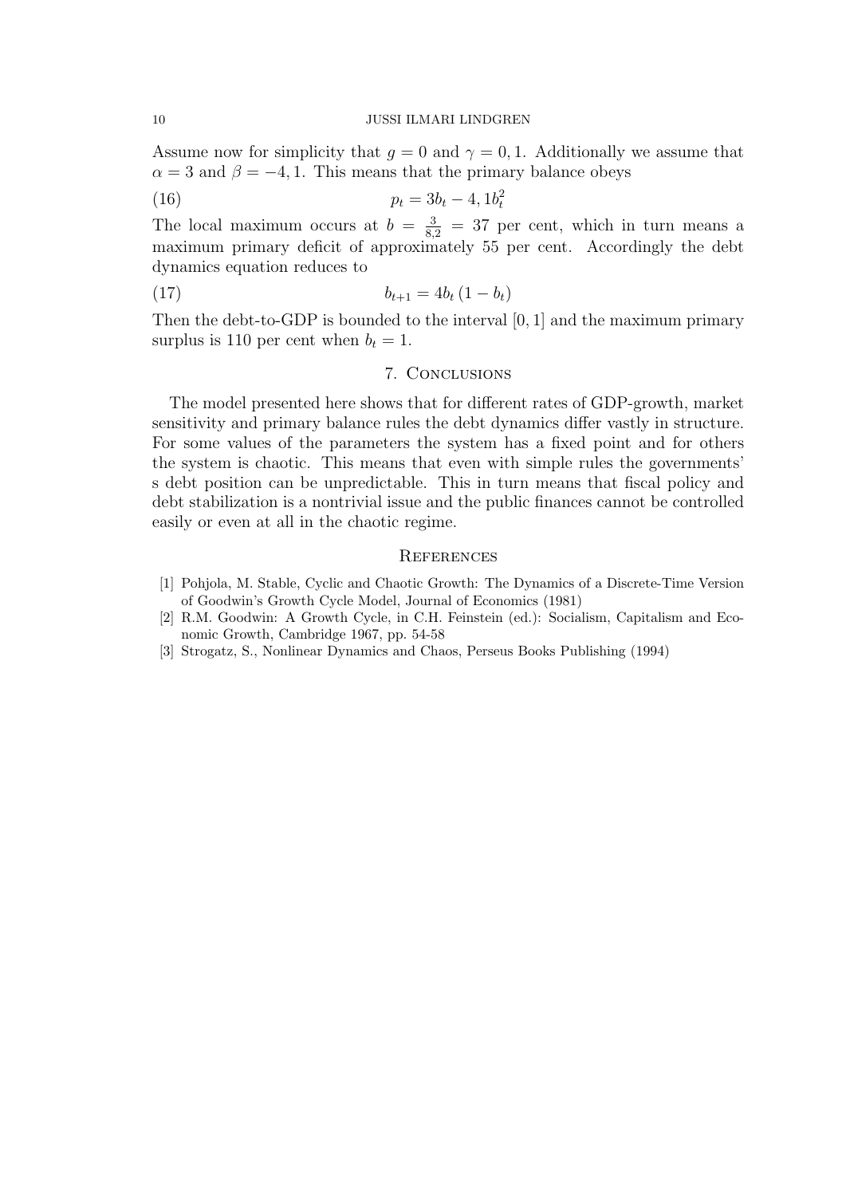Assume now for simplicity that $g = 0$ and $\gamma = 0,1$. Additionally we assume that $\alpha = 3$ and $\beta = -4,1$. This means that the primary balance obeys

$$p_t = 3b_t - 4,1b_t^2 \tag{16}$$

The local maximum occurs at $b = \frac{3}{8,2} = 37$ per cent, which in turn means a maximum primary deficit of approximately 55 per cent. Accordingly the debt dynamics equation reduces to

$$b_{t+1} = 4b_t\left(1 - b_t\right) \tag{17}$$

Then the debt-to-GDP is bounded to the interval $[0, 1]$ and the maximum primary surplus is 110 per cent when $b_t = 1$.

## 7. Conclusions

The model presented here shows that for different rates of GDP-growth, market sensitivity and primary balance rules the debt dynamics differ vastly in structure. For some values of the parameters the system has a fixed point and for others the system is chaotic. This means that even with simple rules the governments' s debt position can be unpredictable. This in turn means that fiscal policy and debt stabilization is a nontrivial issue and the public finances cannot be controlled easily or even at all in the chaotic regime.

## References

[1] Pohjola, M. Stable, Cyclic and Chaotic Growth: The Dynamics of a Discrete-Time Version of Goodwin's Growth Cycle Model, Journal of Economics (1981)

[2] R.M. Goodwin: A Growth Cycle, in C.H. Feinstein (ed.): Socialism, Capitalism and Economic Growth, Cambridge 1967, pp. 54-58

[3] Strogatz, S., Nonlinear Dynamics and Chaos, Perseus Books Publishing (1994)